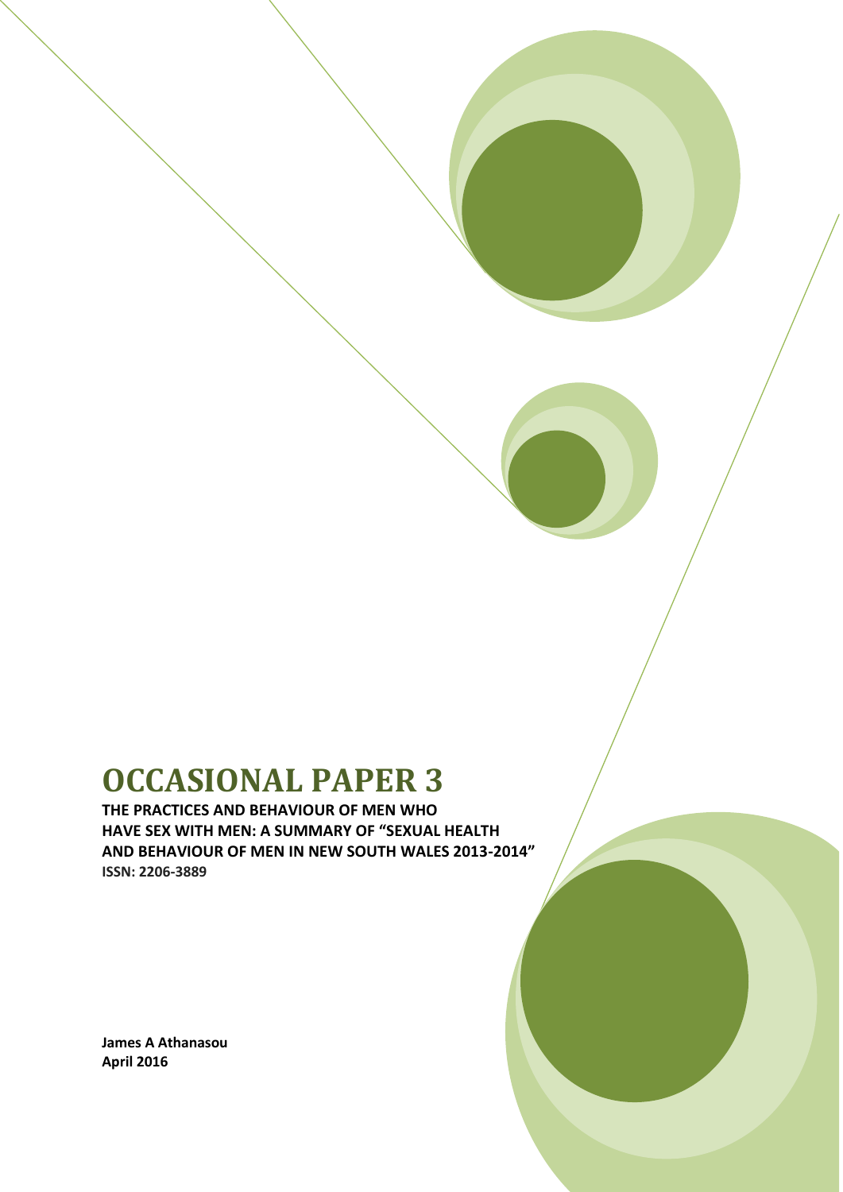# OCCASIONAL PAPER 3

**THE PRACTICES AND BEHAVIOUR OF MEN WHO HAVE SEX WITH MEN: A SUMMARY OF "SEXUAL HEALTH AND BEHAVIOUR OF MEN IN NEW SOUTH WALES 2013-2014"**

**ISSN: 2206-3889**

**James A Athanasou**
**April 2016**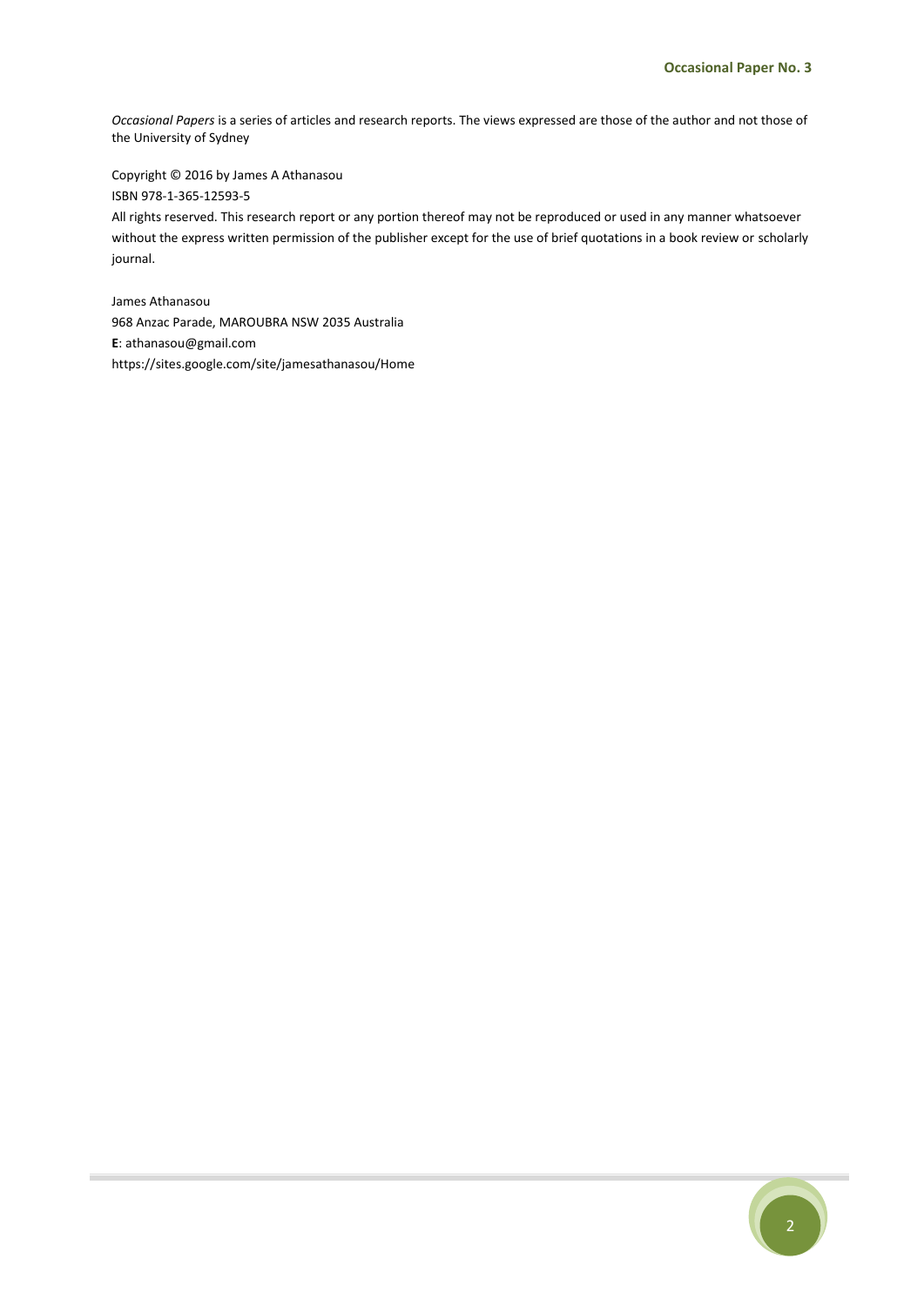*Occasional Papers* is a series of articles and research reports. The views expressed are those of the author and not those of the University of Sydney

Copyright © 2016 by James A Athanasou

ISBN 978-1-365-12593-5

All rights reserved. This research report or any portion thereof may not be reproduced or used in any manner whatsoever without the express written permission of the publisher except for the use of brief quotations in a book review or scholarly journal.

James Athanasou

968 Anzac Parade, MAROUBRA NSW 2035 Australia

**E**: athanasou@gmail.com

https://sites.google.com/site/jamesathanasou/Home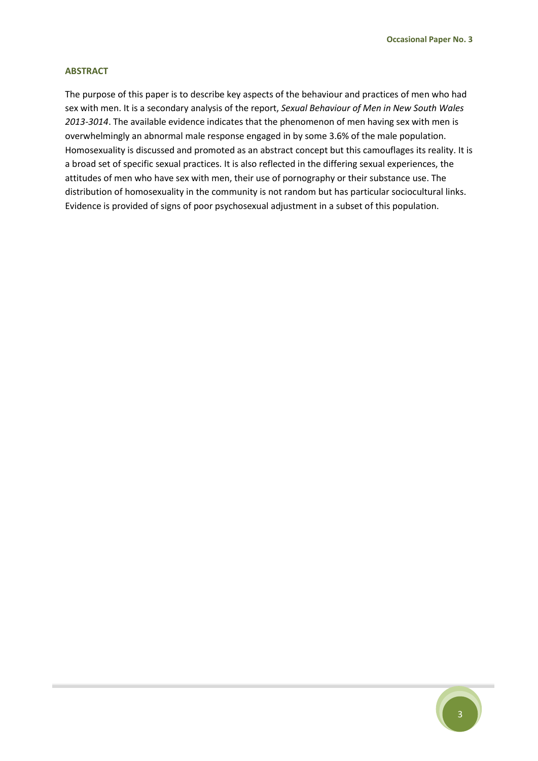**ABSTRACT**

The purpose of this paper is to describe key aspects of the behaviour and practices of men who had sex with men. It is a secondary analysis of the report, *Sexual Behaviour of Men in New South Wales 2013-3014*. The available evidence indicates that the phenomenon of men having sex with men is overwhelmingly an abnormal male response engaged in by some 3.6% of the male population. Homosexuality is discussed and promoted as an abstract concept but this camouflages its reality. It is a broad set of specific sexual practices. It is also reflected in the differing sexual experiences, the attitudes of men who have sex with men, their use of pornography or their substance use. The distribution of homosexuality in the community is not random but has particular sociocultural links. Evidence is provided of signs of poor psychosexual adjustment in a subset of this population.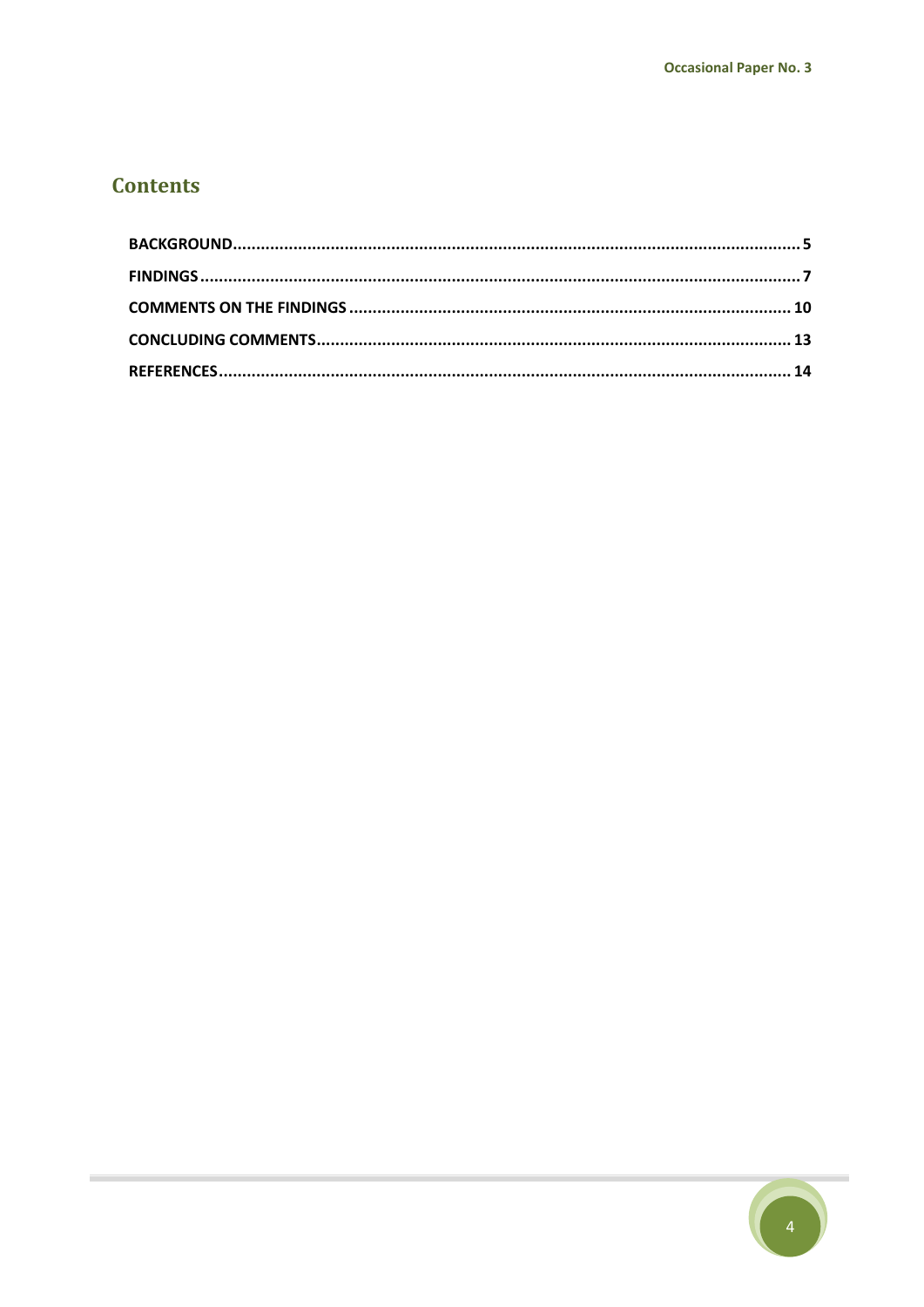## Contents

- **BACKGROUND** ........ 5
- **FINDINGS** ........ 7
- **COMMENTS ON THE FINDINGS** ........ 10
- **CONCLUDING COMMENTS** ........ 13
- **REFERENCES** ........ 14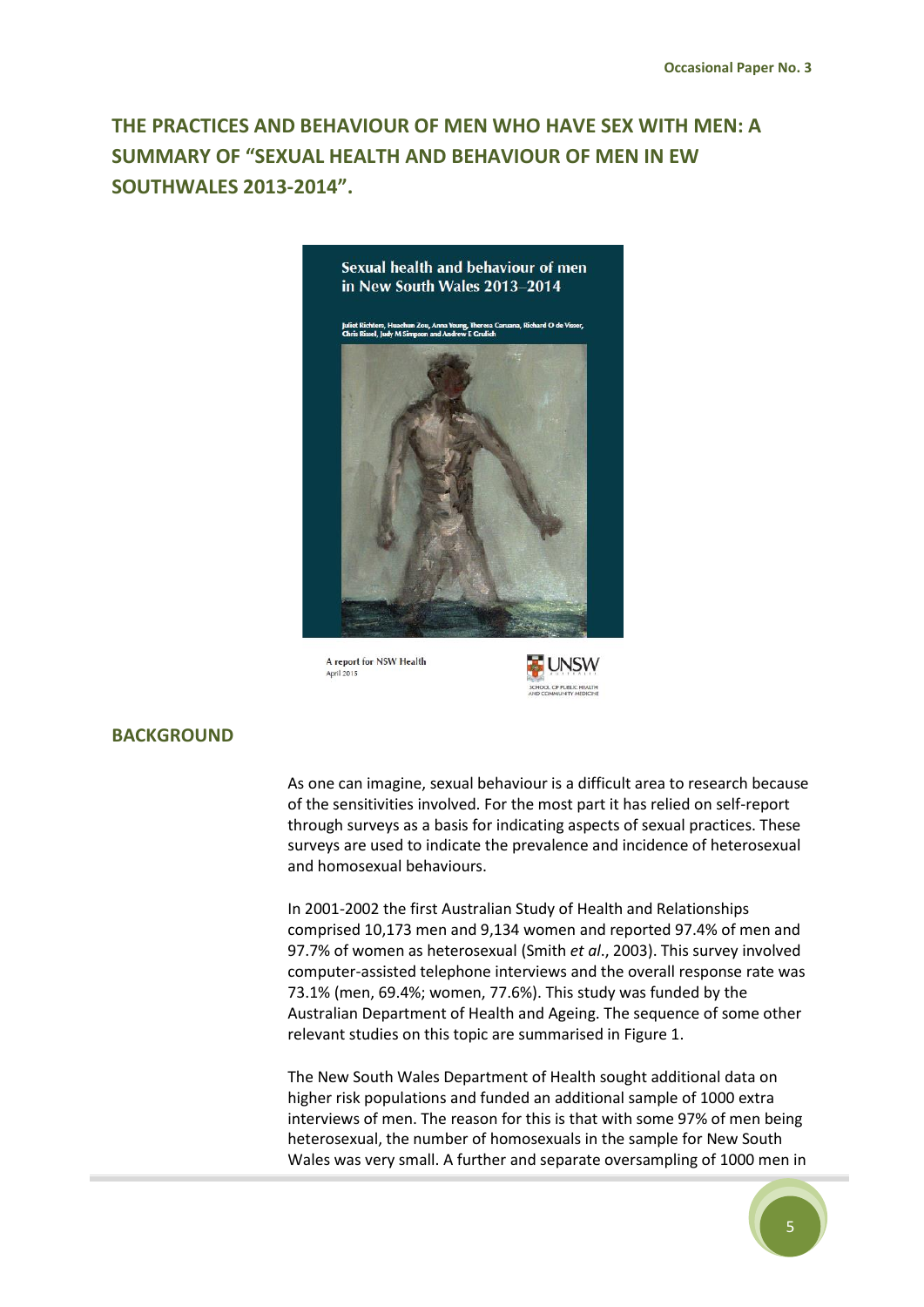## THE PRACTICES AND BEHAVIOUR OF MEN WHO HAVE SEX WITH MEN: A SUMMARY OF "SEXUAL HEALTH AND BEHAVIOUR OF MEN IN EW SOUTHWALES 2013-2014".

Sexual health and behaviour of men in New South Wales 2013–2014

Juliet Richters, Huachun Zou, Anna Yeung, Theresa Caruana, Richard O de Visser, Chris Rissel, Judy M Simpson and Andrew E Grulich

A report for NSW Health
April 2015

UNSW
SCHOOL OF PUBLIC HEALTH AND COMMUNITY MEDICINE

## BACKGROUND

As one can imagine, sexual behaviour is a difficult area to research because of the sensitivities involved. For the most part it has relied on self-report through surveys as a basis for indicating aspects of sexual practices. These surveys are used to indicate the prevalence and incidence of heterosexual and homosexual behaviours.

In 2001-2002 the first Australian Study of Health and Relationships comprised 10,173 men and 9,134 women and reported 97.4% of men and 97.7% of women as heterosexual (Smith *et al*., 2003). This survey involved computer-assisted telephone interviews and the overall response rate was 73.1% (men, 69.4%; women, 77.6%). This study was funded by the Australian Department of Health and Ageing. The sequence of some other relevant studies on this topic are summarised in Figure 1.

The New South Wales Department of Health sought additional data on higher risk populations and funded an additional sample of 1000 extra interviews of men. The reason for this is that with some 97% of men being heterosexual, the number of homosexuals in the sample for New South Wales was very small. A further and separate oversampling of 1000 men in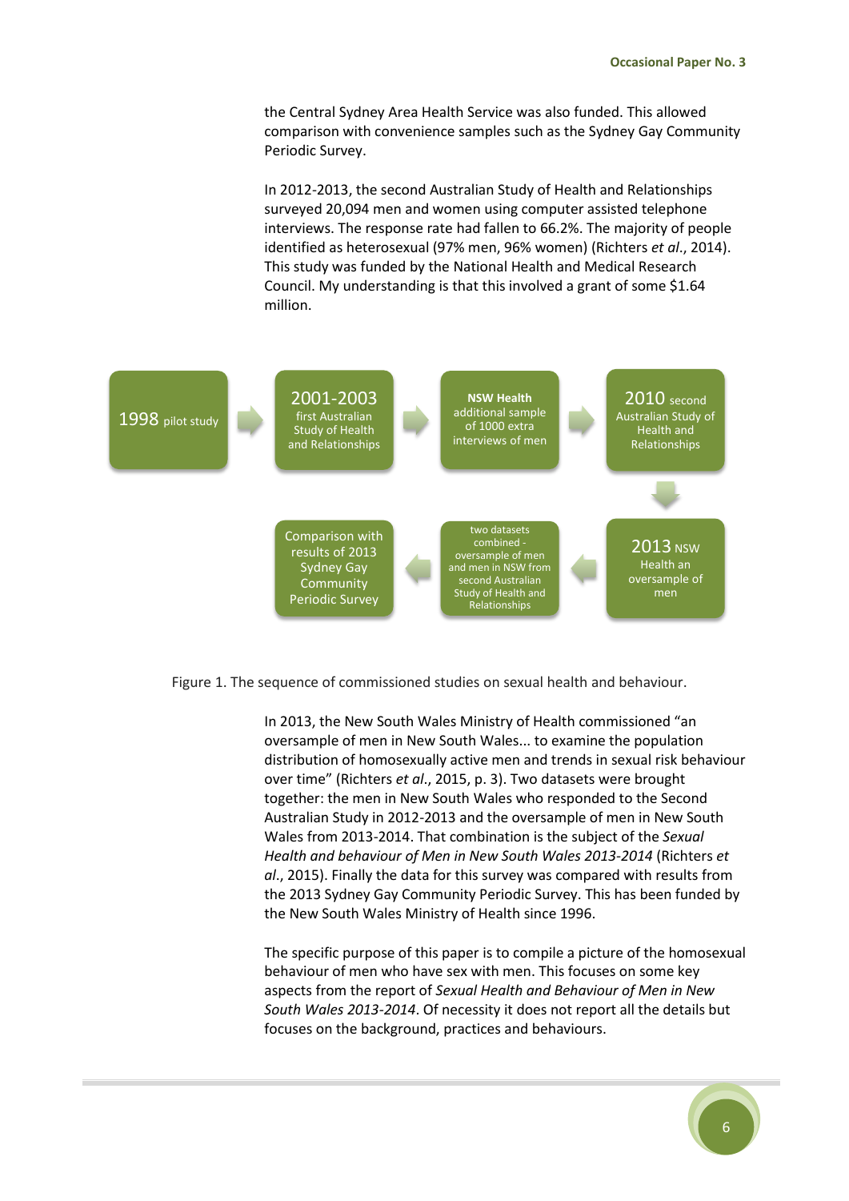the Central Sydney Area Health Service was also funded. This allowed comparison with convenience samples such as the Sydney Gay Community Periodic Survey.

In 2012-2013, the second Australian Study of Health and Relationships surveyed 20,094 men and women using computer assisted telephone interviews. The response rate had fallen to 66.2%. The majority of people identified as heterosexual (97% men, 96% women) (Richters *et al*., 2014). This study was funded by the National Health and Medical Research Council. My understanding is that this involved a grant of some $1.64 million.

1998 pilot study → 2001-2003 first Australian Study of Health and Relationships → NSW Health additional sample of 1000 extra interviews of men → 2010 second Australian Study of Health and Relationships → 2013 NSW Health an oversample of men → two datasets combined - oversample of men and men in NSW from second Australian Study of Health and Relationships → Comparison with results of 2013 Sydney Gay Community Periodic Survey

Figure 1. The sequence of commissioned studies on sexual health and behaviour.

In 2013, the New South Wales Ministry of Health commissioned "an oversample of men in New South Wales... to examine the population distribution of homosexually active men and trends in sexual risk behaviour over time" (Richters *et al*., 2015, p. 3). Two datasets were brought together: the men in New South Wales who responded to the Second Australian Study in 2012-2013 and the oversample of men in New South Wales from 2013-2014. That combination is the subject of the *Sexual Health and behaviour of Men in New South Wales 2013-2014* (Richters *et al*., 2015). Finally the data for this survey was compared with results from the 2013 Sydney Gay Community Periodic Survey. This has been funded by the New South Wales Ministry of Health since 1996.

The specific purpose of this paper is to compile a picture of the homosexual behaviour of men who have sex with men. This focuses on some key aspects from the report of *Sexual Health and Behaviour of Men in New South Wales 2013-2014*. Of necessity it does not report all the details but focuses on the background, practices and behaviours.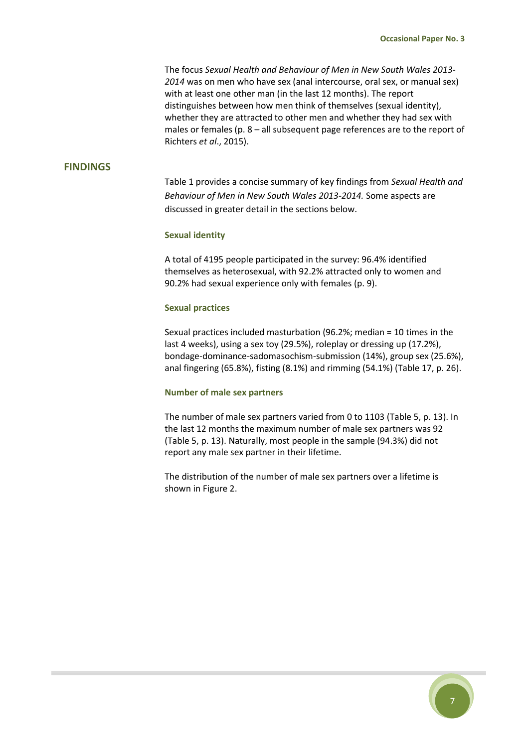The focus *Sexual Health and Behaviour of Men in New South Wales 2013-2014* was on men who have sex (anal intercourse, oral sex, or manual sex) with at least one other man (in the last 12 months). The report distinguishes between how men think of themselves (sexual identity), whether they are attracted to other men and whether they had sex with males or females (p. 8 – all subsequent page references are to the report of Richters *et al*., 2015).

## FINDINGS

Table 1 provides a concise summary of key findings from *Sexual Health and Behaviour of Men in New South Wales 2013-2014.* Some aspects are discussed in greater detail in the sections below.

### Sexual identity

A total of 4195 people participated in the survey: 96.4% identified themselves as heterosexual, with 92.2% attracted only to women and 90.2% had sexual experience only with females (p. 9).

### Sexual practices

Sexual practices included masturbation (96.2%; median = 10 times in the last 4 weeks), using a sex toy (29.5%), roleplay or dressing up (17.2%), bondage-dominance-sadomasochism-submission (14%), group sex (25.6%), anal fingering (65.8%), fisting (8.1%) and rimming (54.1%) (Table 17, p. 26).

### Number of male sex partners

The number of male sex partners varied from 0 to 1103 (Table 5, p. 13). In the last 12 months the maximum number of male sex partners was 92 (Table 5, p. 13). Naturally, most people in the sample (94.3%) did not report any male sex partner in their lifetime.

The distribution of the number of male sex partners over a lifetime is shown in Figure 2.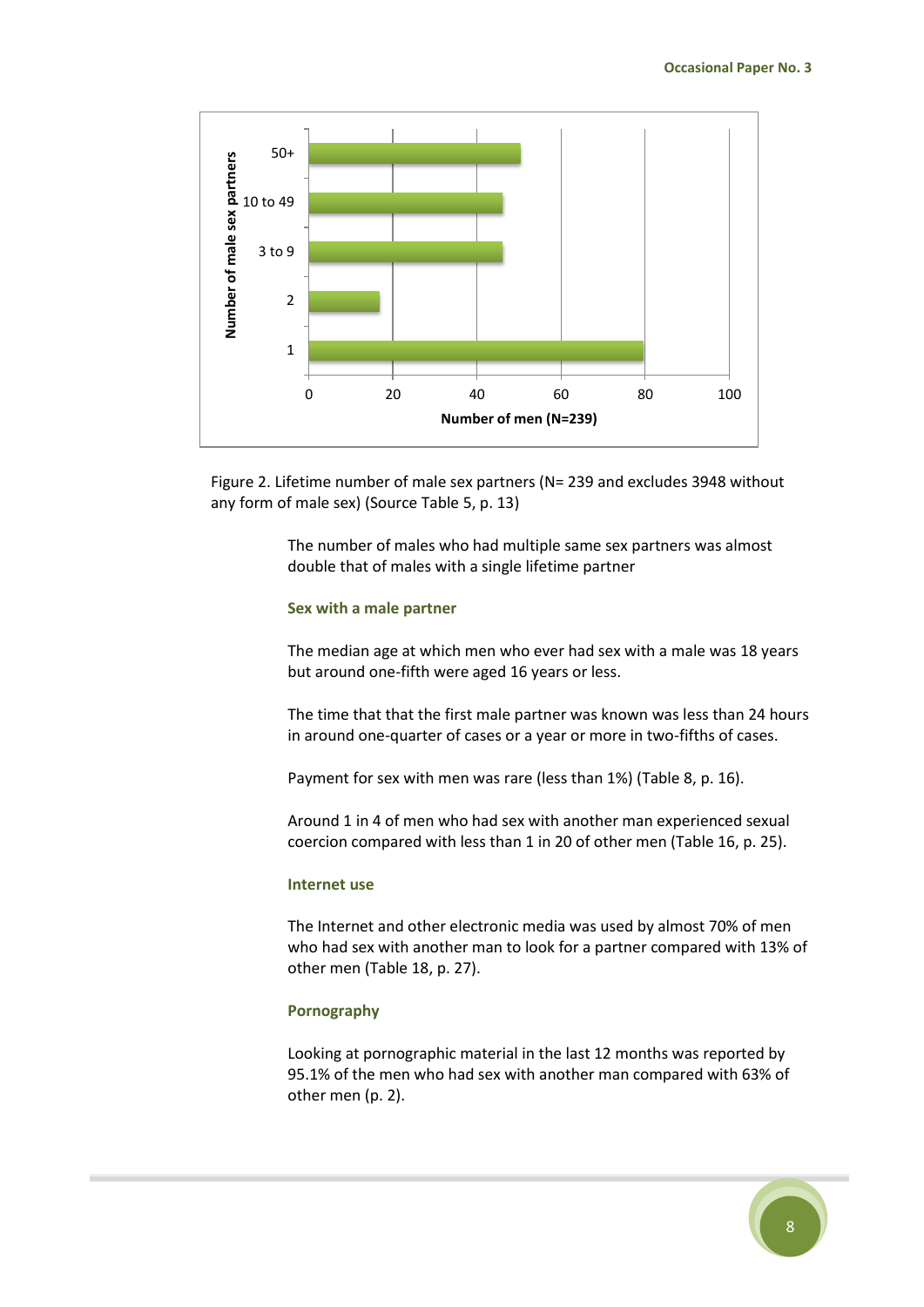Figure 2. Lifetime number of male sex partners (N= 239 and excludes 3948 without any form of male sex) (Source Table 5, p. 13)

The number of males who had multiple same sex partners was almost double that of males with a single lifetime partner

### Sex with a male partner

The median age at which men who ever had sex with a male was 18 years but around one-fifth were aged 16 years or less.

The time that that the first male partner was known was less than 24 hours in around one-quarter of cases or a year or more in two-fifths of cases.

Payment for sex with men was rare (less than 1%) (Table 8, p. 16).

Around 1 in 4 of men who had sex with another man experienced sexual coercion compared with less than 1 in 20 of other men (Table 16, p. 25).

### Internet use

The Internet and other electronic media was used by almost 70% of men who had sex with another man to look for a partner compared with 13% of other men (Table 18, p. 27).

### Pornography

Looking at pornographic material in the last 12 months was reported by 95.1% of the men who had sex with another man compared with 63% of other men (p. 2).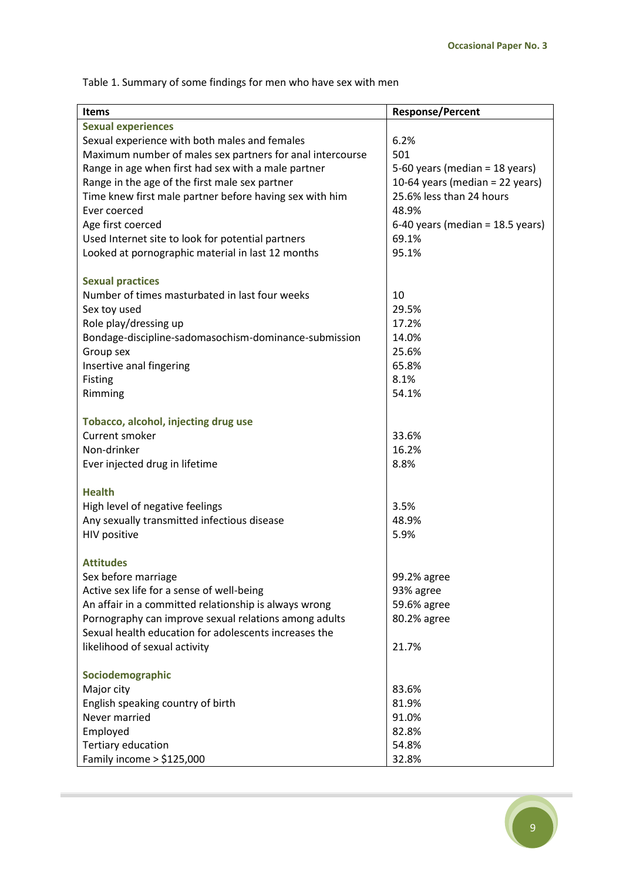Table 1. Summary of some findings for men who have sex with men

| Items | Response/Percent |
|---|---|
| **Sexual experiences** | |
| Sexual experience with both males and females | 6.2% |
| Maximum number of males sex partners for anal intercourse | 501 |
| Range in age when first had sex with a male partner | 5-60 years (median = 18 years) |
| Range in the age of the first male sex partner | 10-64 years (median = 22 years) |
| Time knew first male partner before having sex with him | 25.6% less than 24 hours |
| Ever coerced | 48.9% |
| Age first coerced | 6-40 years (median = 18.5 years) |
| Used Internet site to look for potential partners | 69.1% |
| Looked at pornographic material in last 12 months | 95.1% |
| **Sexual practices** | |
| Number of times masturbated in last four weeks | 10 |
| Sex toy used | 29.5% |
| Role play/dressing up | 17.2% |
| Bondage-discipline-sadomasochism-dominance-submission | 14.0% |
| Group sex | 25.6% |
| Insertive anal fingering | 65.8% |
| Fisting | 8.1% |
| Rimming | 54.1% |
| **Tobacco, alcohol, injecting drug use** | |
| Current smoker | 33.6% |
| Non-drinker | 16.2% |
| Ever injected drug in lifetime | 8.8% |
| **Health** | |
| High level of negative feelings | 3.5% |
| Any sexually transmitted infectious disease | 48.9% |
| HIV positive | 5.9% |
| **Attitudes** | |
| Sex before marriage | 99.2% agree |
| Active sex life for a sense of well-being | 93% agree |
| An affair in a committed relationship is always wrong | 59.6% agree |
| Pornography can improve sexual relations among adults | 80.2% agree |
| Sexual health education for adolescents increases the likelihood of sexual activity | 21.7% |
| **Sociodemographic** | |
| Major city | 83.6% |
| English speaking country of birth | 81.9% |
| Never married | 91.0% |
| Employed | 82.8% |
| Tertiary education | 54.8% |
| Family income > $125,000 | 32.8% |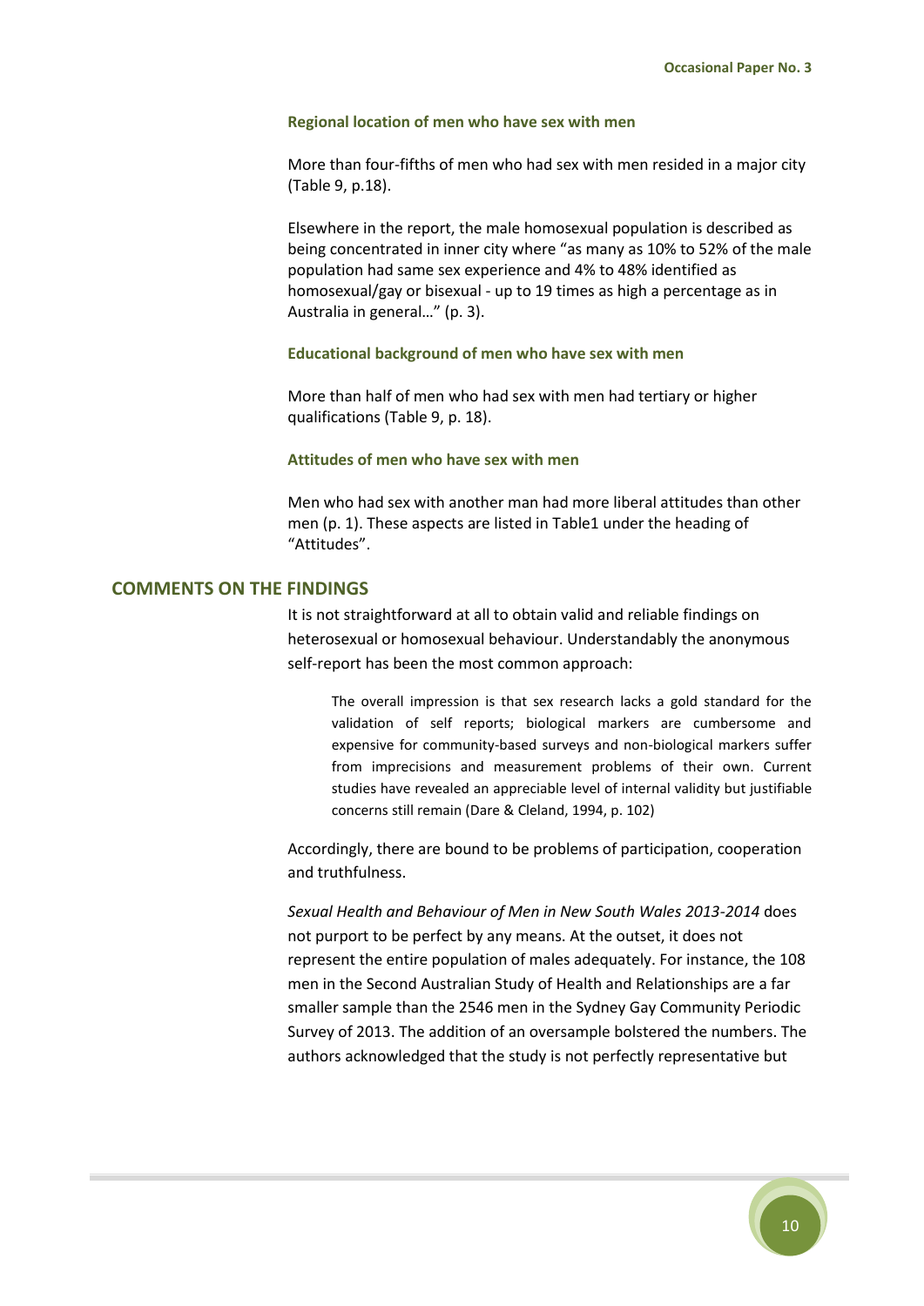### Regional location of men who have sex with men

More than four-fifths of men who had sex with men resided in a major city (Table 9, p.18).

Elsewhere in the report, the male homosexual population is described as being concentrated in inner city where "as many as 10% to 52% of the male population had same sex experience and 4% to 48% identified as homosexual/gay or bisexual - up to 19 times as high a percentage as in Australia in general…" (p. 3).

### Educational background of men who have sex with men

More than half of men who had sex with men had tertiary or higher qualifications (Table 9, p. 18).

### Attitudes of men who have sex with men

Men who had sex with another man had more liberal attitudes than other men (p. 1). These aspects are listed in Table1 under the heading of "Attitudes".

## COMMENTS ON THE FINDINGS

It is not straightforward at all to obtain valid and reliable findings on heterosexual or homosexual behaviour. Understandably the anonymous self-report has been the most common approach:

> The overall impression is that sex research lacks a gold standard for the validation of self reports; biological markers are cumbersome and expensive for community-based surveys and non-biological markers suffer from imprecisions and measurement problems of their own. Current studies have revealed an appreciable level of internal validity but justifiable concerns still remain (Dare & Cleland, 1994, p. 102)

Accordingly, there are bound to be problems of participation, cooperation and truthfulness.

*Sexual Health and Behaviour of Men in New South Wales 2013-2014* does not purport to be perfect by any means. At the outset, it does not represent the entire population of males adequately. For instance, the 108 men in the Second Australian Study of Health and Relationships are a far smaller sample than the 2546 men in the Sydney Gay Community Periodic Survey of 2013. The addition of an oversample bolstered the numbers. The authors acknowledged that the study is not perfectly representative but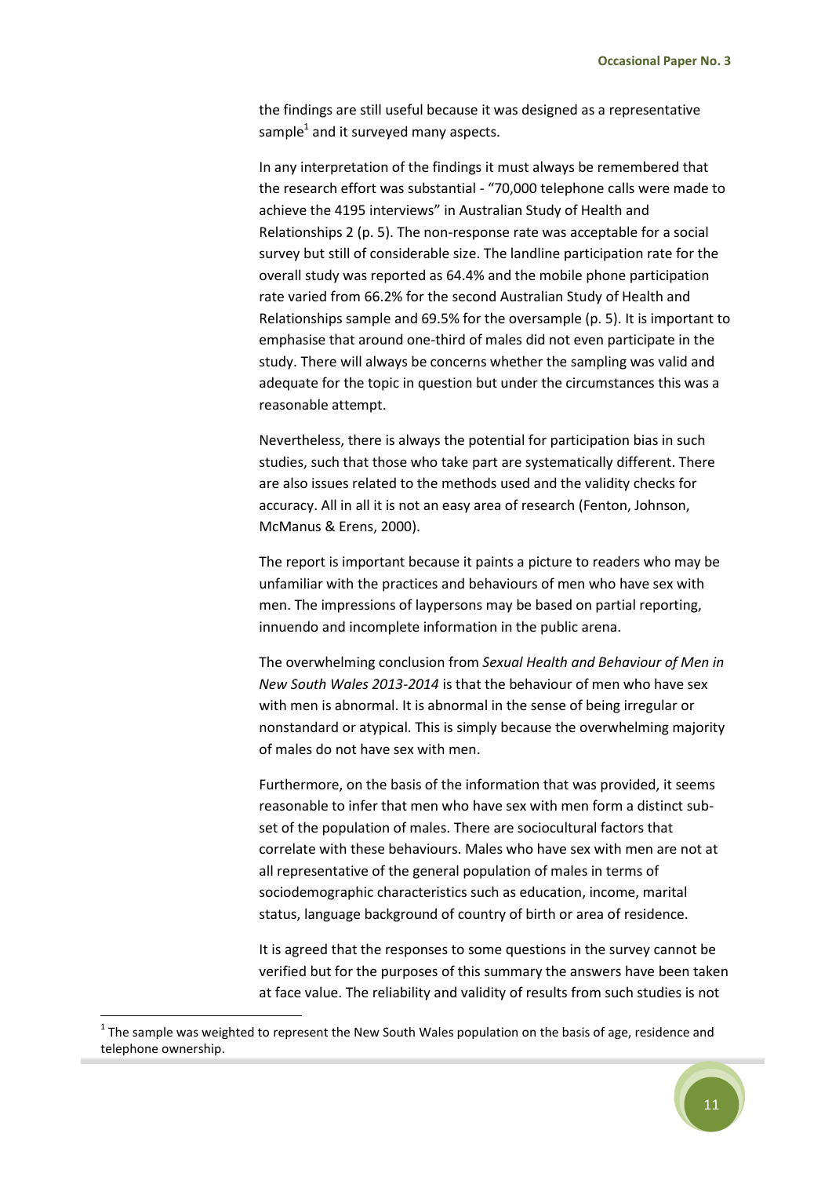the findings are still useful because it was designed as a representative sample[1] and it surveyed many aspects.

In any interpretation of the findings it must always be remembered that the research effort was substantial - "70,000 telephone calls were made to achieve the 4195 interviews" in Australian Study of Health and Relationships 2 (p. 5). The non-response rate was acceptable for a social survey but still of considerable size. The landline participation rate for the overall study was reported as 64.4% and the mobile phone participation rate varied from 66.2% for the second Australian Study of Health and Relationships sample and 69.5% for the oversample (p. 5). It is important to emphasise that around one-third of males did not even participate in the study. There will always be concerns whether the sampling was valid and adequate for the topic in question but under the circumstances this was a reasonable attempt.

Nevertheless, there is always the potential for participation bias in such studies, such that those who take part are systematically different. There are also issues related to the methods used and the validity checks for accuracy. All in all it is not an easy area of research (Fenton, Johnson, McManus & Erens, 2000).

The report is important because it paints a picture to readers who may be unfamiliar with the practices and behaviours of men who have sex with men. The impressions of laypersons may be based on partial reporting, innuendo and incomplete information in the public arena.

The overwhelming conclusion from *Sexual Health and Behaviour of Men in New South Wales 2013-2014* is that the behaviour of men who have sex with men is abnormal. It is abnormal in the sense of being irregular or nonstandard or atypical. This is simply because the overwhelming majority of males do not have sex with men.

Furthermore, on the basis of the information that was provided, it seems reasonable to infer that men who have sex with men form a distinct sub-set of the population of males. There are sociocultural factors that correlate with these behaviours. Males who have sex with men are not at all representative of the general population of males in terms of sociodemographic characteristics such as education, income, marital status, language background of country of birth or area of residence.

It is agreed that the responses to some questions in the survey cannot be verified but for the purposes of this summary the answers have been taken at face value. The reliability and validity of results from such studies is not

[1] The sample was weighted to represent the New South Wales population on the basis of age, residence and telephone ownership.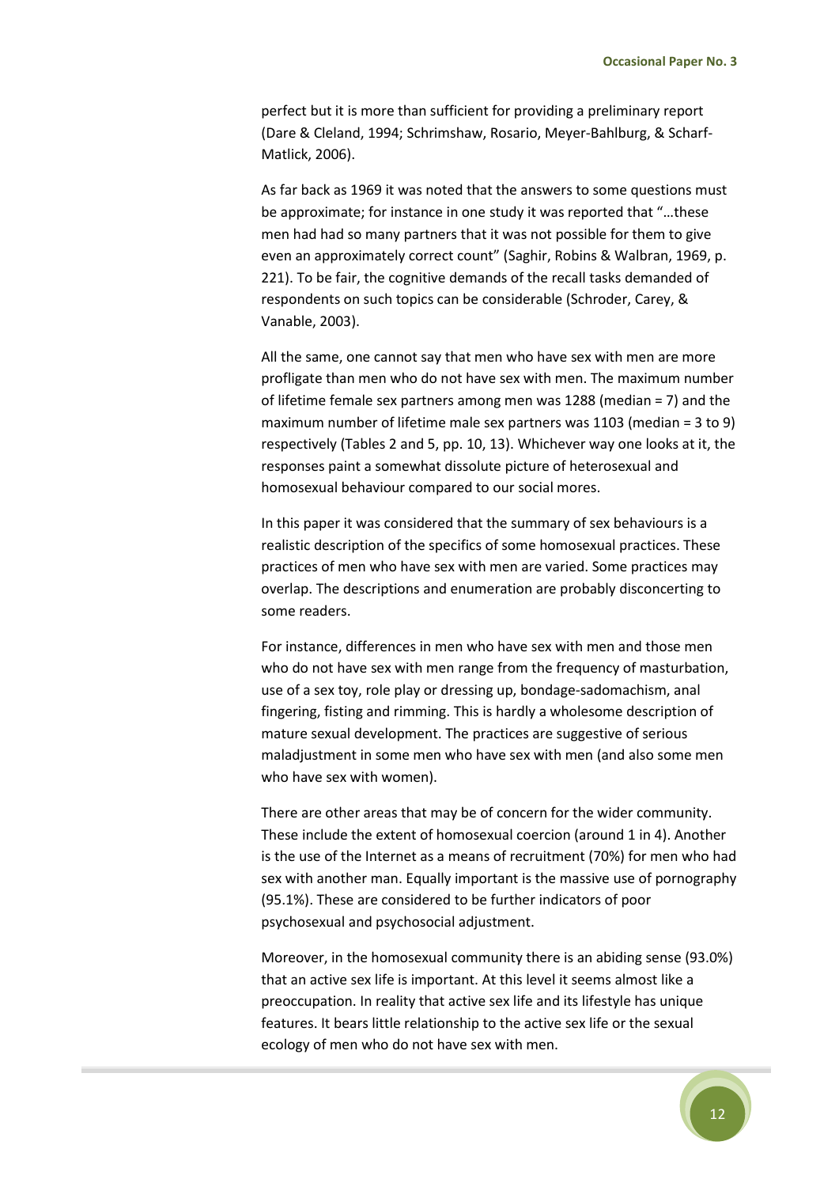perfect but it is more than sufficient for providing a preliminary report (Dare & Cleland, 1994; Schrimshaw, Rosario, Meyer-Bahlburg, & Scharf-Matlick, 2006).

As far back as 1969 it was noted that the answers to some questions must be approximate; for instance in one study it was reported that "…these men had had so many partners that it was not possible for them to give even an approximately correct count" (Saghir, Robins & Walbran, 1969, p. 221). To be fair, the cognitive demands of the recall tasks demanded of respondents on such topics can be considerable (Schroder, Carey, & Vanable, 2003).

All the same, one cannot say that men who have sex with men are more profligate than men who do not have sex with men. The maximum number of lifetime female sex partners among men was 1288 (median = 7) and the maximum number of lifetime male sex partners was 1103 (median = 3 to 9) respectively (Tables 2 and 5, pp. 10, 13). Whichever way one looks at it, the responses paint a somewhat dissolute picture of heterosexual and homosexual behaviour compared to our social mores.

In this paper it was considered that the summary of sex behaviours is a realistic description of the specifics of some homosexual practices. These practices of men who have sex with men are varied. Some practices may overlap. The descriptions and enumeration are probably disconcerting to some readers.

For instance, differences in men who have sex with men and those men who do not have sex with men range from the frequency of masturbation, use of a sex toy, role play or dressing up, bondage-sadomachism, anal fingering, fisting and rimming. This is hardly a wholesome description of mature sexual development. The practices are suggestive of serious maladjustment in some men who have sex with men (and also some men who have sex with women).

There are other areas that may be of concern for the wider community. These include the extent of homosexual coercion (around 1 in 4). Another is the use of the Internet as a means of recruitment (70%) for men who had sex with another man. Equally important is the massive use of pornography (95.1%). These are considered to be further indicators of poor psychosexual and psychosocial adjustment.

Moreover, in the homosexual community there is an abiding sense (93.0%) that an active sex life is important. At this level it seems almost like a preoccupation. In reality that active sex life and its lifestyle has unique features. It bears little relationship to the active sex life or the sexual ecology of men who do not have sex with men.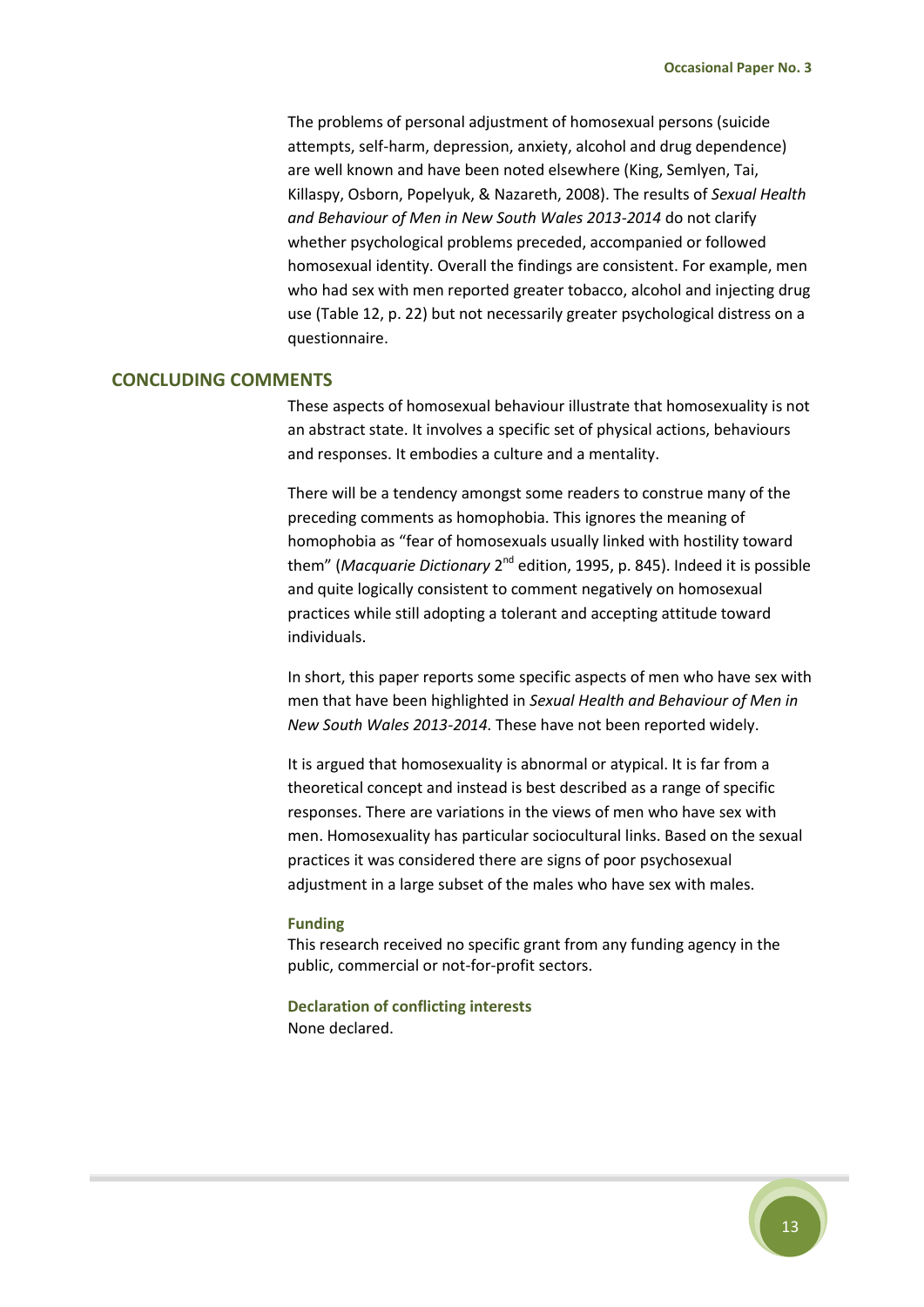The problems of personal adjustment of homosexual persons (suicide attempts, self-harm, depression, anxiety, alcohol and drug dependence) are well known and have been noted elsewhere (King, Semlyen, Tai, Killaspy, Osborn, Popelyuk, & Nazareth, 2008). The results of *Sexual Health and Behaviour of Men in New South Wales 2013-2014* do not clarify whether psychological problems preceded, accompanied or followed homosexual identity. Overall the findings are consistent. For example, men who had sex with men reported greater tobacco, alcohol and injecting drug use (Table 12, p. 22) but not necessarily greater psychological distress on a questionnaire.

## CONCLUDING COMMENTS

These aspects of homosexual behaviour illustrate that homosexuality is not an abstract state. It involves a specific set of physical actions, behaviours and responses. It embodies a culture and a mentality.

There will be a tendency amongst some readers to construe many of the preceding comments as homophobia. This ignores the meaning of homophobia as "fear of homosexuals usually linked with hostility toward them" (*Macquarie Dictionary* 2nd edition, 1995, p. 845). Indeed it is possible and quite logically consistent to comment negatively on homosexual practices while still adopting a tolerant and accepting attitude toward individuals.

In short, this paper reports some specific aspects of men who have sex with men that have been highlighted in *Sexual Health and Behaviour of Men in New South Wales 2013-2014.* These have not been reported widely.

It is argued that homosexuality is abnormal or atypical. It is far from a theoretical concept and instead is best described as a range of specific responses. There are variations in the views of men who have sex with men. Homosexuality has particular sociocultural links. Based on the sexual practices it was considered there are signs of poor psychosexual adjustment in a large subset of the males who have sex with males.

### Funding

This research received no specific grant from any funding agency in the public, commercial or not-for-profit sectors.

### Declaration of conflicting interests

None declared.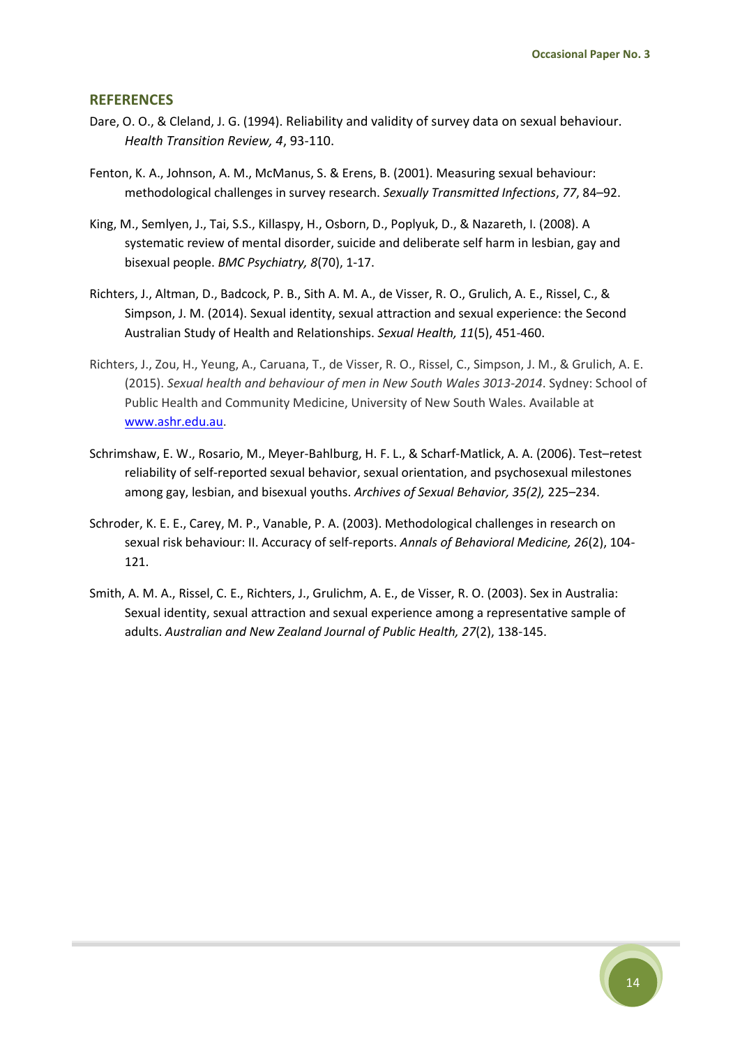## REFERENCES

Dare, O. O., & Cleland, J. G. (1994). Reliability and validity of survey data on sexual behaviour. *Health Transition Review, 4*, 93-110.

Fenton, K. A., Johnson, A. M., McManus, S. & Erens, B. (2001). Measuring sexual behaviour: methodological challenges in survey research. *Sexually Transmitted Infections*, *77*, 84–92.

King, M., Semlyen, J., Tai, S.S., Killaspy, H., Osborn, D., Poplyuk, D., & Nazareth, I. (2008). A systematic review of mental disorder, suicide and deliberate self harm in lesbian, gay and bisexual people. *BMC Psychiatry, 8*(70), 1-17.

Richters, J., Altman, D., Badcock, P. B., Sith A. M. A., de Visser, R. O., Grulich, A. E., Rissel, C., & Simpson, J. M. (2014). Sexual identity, sexual attraction and sexual experience: the Second Australian Study of Health and Relationships. *Sexual Health, 11*(5), 451-460.

Richters, J., Zou, H., Yeung, A., Caruana, T., de Visser, R. O., Rissel, C., Simpson, J. M., & Grulich, A. E. (2015). *Sexual health and behaviour of men in New South Wales 3013-2014*. Sydney: School of Public Health and Community Medicine, University of New South Wales. Available at [www.ashr.edu.au](http://www.ashr.edu.au).

Schrimshaw, E. W., Rosario, M., Meyer-Bahlburg, H. F. L., & Scharf-Matlick, A. A. (2006). Test–retest reliability of self-reported sexual behavior, sexual orientation, and psychosexual milestones among gay, lesbian, and bisexual youths. *Archives of Sexual Behavior, 35(2),* 225–234.

Schroder, K. E. E., Carey, M. P., Vanable, P. A. (2003). Methodological challenges in research on sexual risk behaviour: II. Accuracy of self-reports. *Annals of Behavioral Medicine, 26*(2), 104-121.

Smith, A. M. A., Rissel, C. E., Richters, J., Grulichm, A. E., de Visser, R. O. (2003). Sex in Australia: Sexual identity, sexual attraction and sexual experience among a representative sample of adults. *Australian and New Zealand Journal of Public Health, 27*(2), 138-145.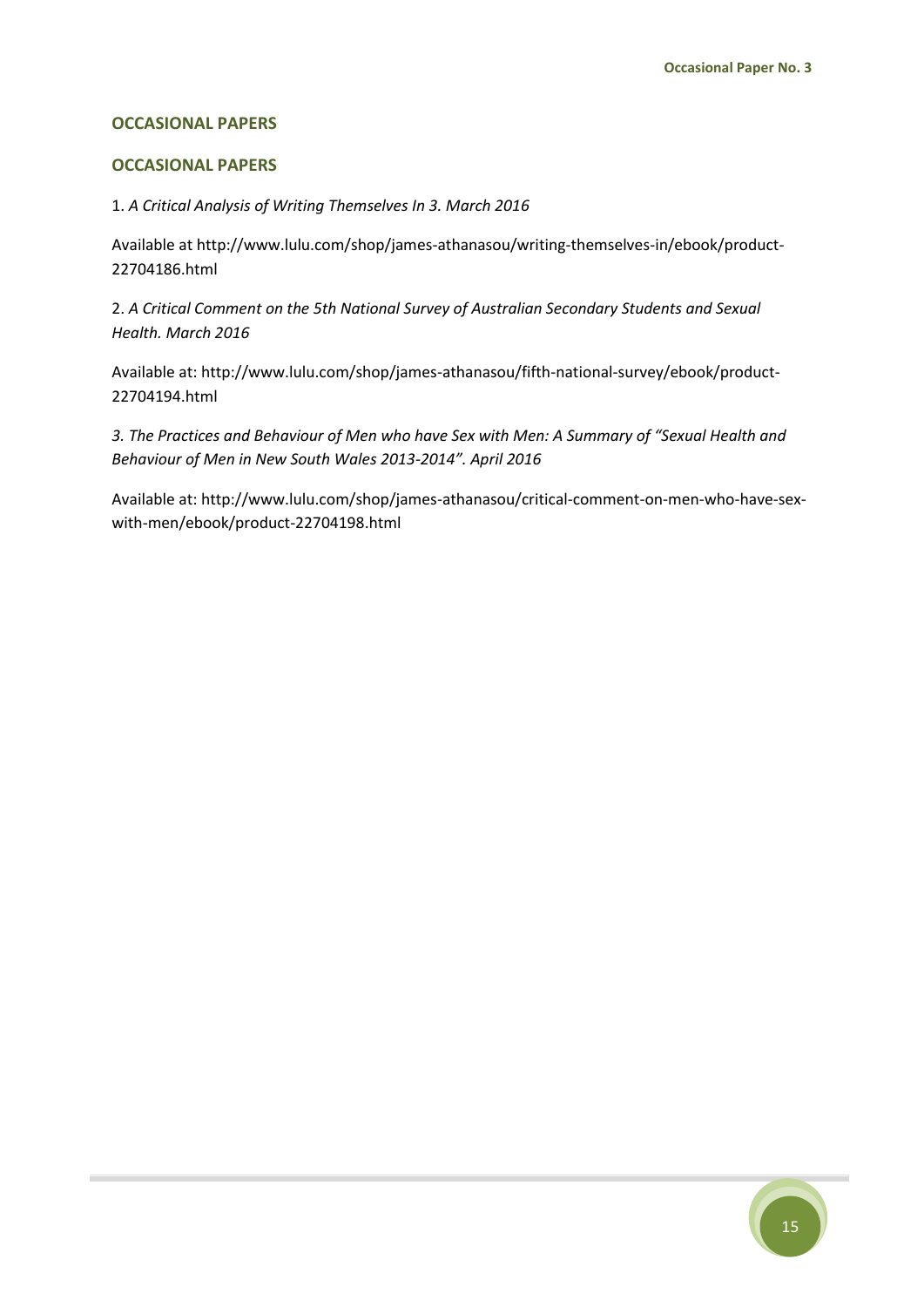## OCCASIONAL PAPERS

## OCCASIONAL PAPERS

1. *A Critical Analysis of Writing Themselves In 3. March 2016*

Available at http://www.lulu.com/shop/james-athanasou/writing-themselves-in/ebook/product-22704186.html

2. *A Critical Comment on the 5th National Survey of Australian Secondary Students and Sexual Health. March 2016*

Available at: http://www.lulu.com/shop/james-athanasou/fifth-national-survey/ebook/product-22704194.html

*3. The Practices and Behaviour of Men who have Sex with Men: A Summary of "Sexual Health and Behaviour of Men in New South Wales 2013-2014". April 2016*

Available at: http://www.lulu.com/shop/james-athanasou/critical-comment-on-men-who-have-sex-with-men/ebook/product-22704198.html